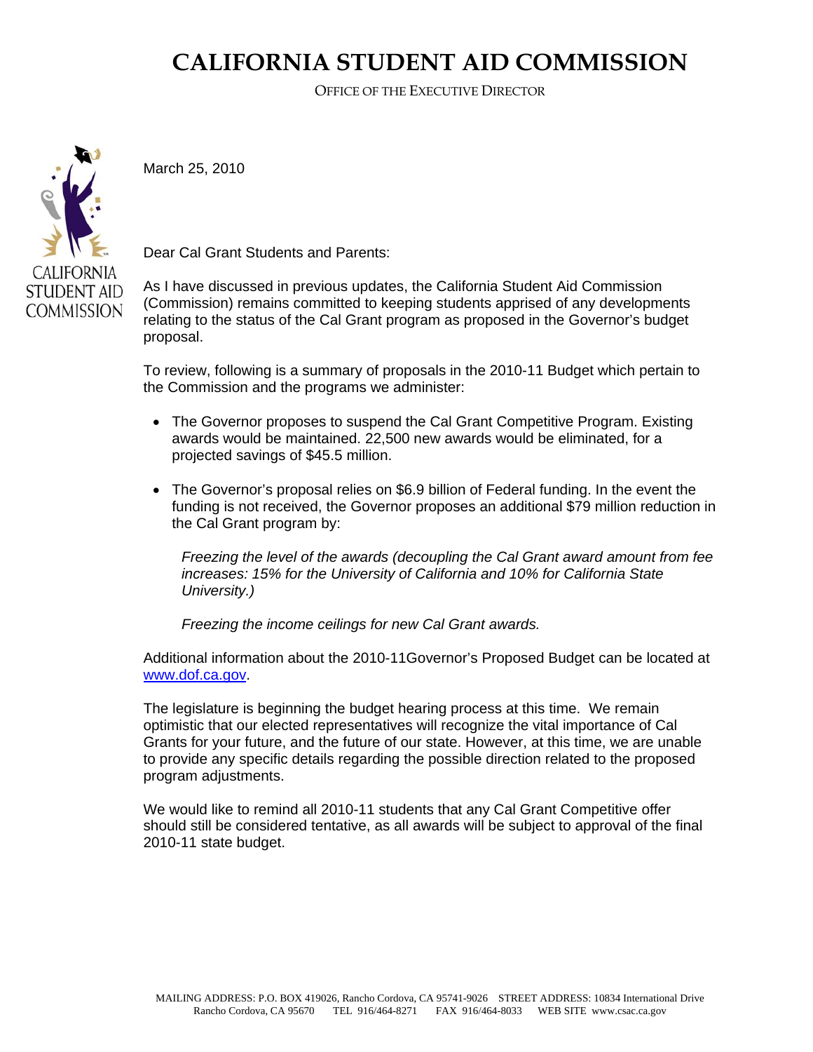# CALIFORNIA STUDENT AID COMMISSION

OFFICE OF THE EXECUTIVE DIRECTOR

CALIFORNIA STUDENT AID COMMISSION

March 25, 2010

Dear Cal Grant Students and Parents:

As I have discussed in previous updates, the California Student Aid Commission (Commission) remains committed to keeping students apprised of any developments relating to the status of the Cal Grant program as proposed in the Governor's budget proposal.

To review, following is a summary of proposals in the 2010-11 Budget which pertain to the Commission and the programs we administer:

- The Governor proposes to suspend the Cal Grant Competitive Program. Existing awards would be maintained. 22,500 new awards would be eliminated, for a projected savings of $45.5 million.

- The Governor's proposal relies on $6.9 billion of Federal funding. In the event the funding is not received, the Governor proposes an additional $79 million reduction in the Cal Grant program by:

  *Freezing the level of the awards (decoupling the Cal Grant award amount from fee increases: 15% for the University of California and 10% for California State University.)*

  *Freezing the income ceilings for new Cal Grant awards.*

Additional information about the 2010-11Governor's Proposed Budget can be located at www.dof.ca.gov.

The legislature is beginning the budget hearing process at this time. We remain optimistic that our elected representatives will recognize the vital importance of Cal Grants for your future, and the future of our state. However, at this time, we are unable to provide any specific details regarding the possible direction related to the proposed program adjustments.

We would like to remind all 2010-11 students that any Cal Grant Competitive offer should still be considered tentative, as all awards will be subject to approval of the final 2010-11 state budget.

MAILING ADDRESS: P.O. BOX 419026, Rancho Cordova, CA 95741-9026 STREET ADDRESS: 10834 International Drive Rancho Cordova, CA 95670 TEL 916/464-8271 FAX 916/464-8033 WEB SITE www.csac.ca.gov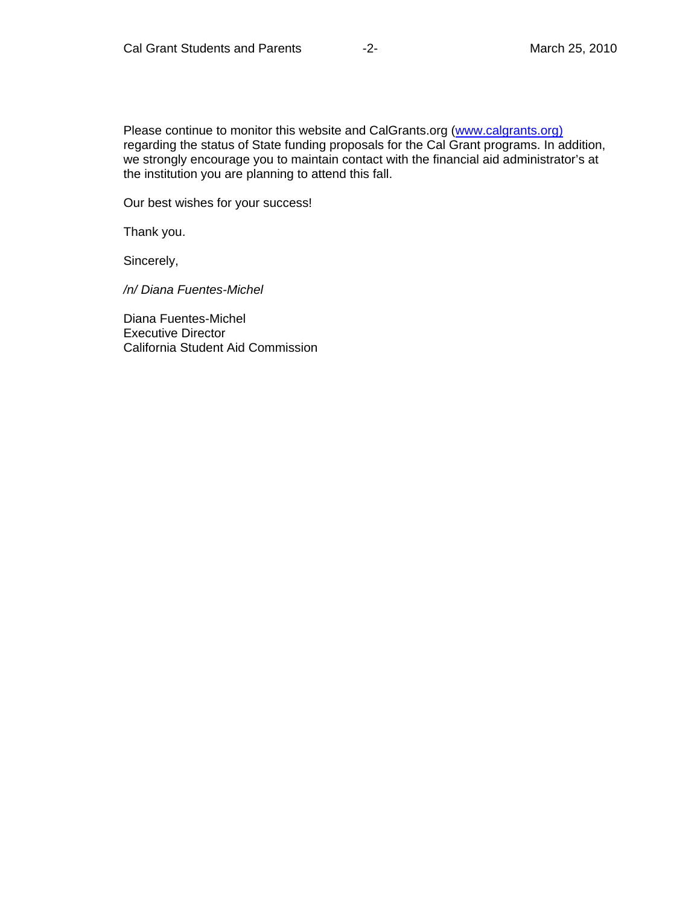Please continue to monitor this website and CalGrants.org ([www.calgrants.org)](www.calgrants.org) regarding the status of State funding proposals for the Cal Grant programs. In addition, we strongly encourage you to maintain contact with the financial aid administrator's at the institution you are planning to attend this fall.

Our best wishes for your success!

Thank you.

Sincerely,

*/n/ Diana Fuentes-Michel*

Diana Fuentes-Michel
Executive Director
California Student Aid Commission